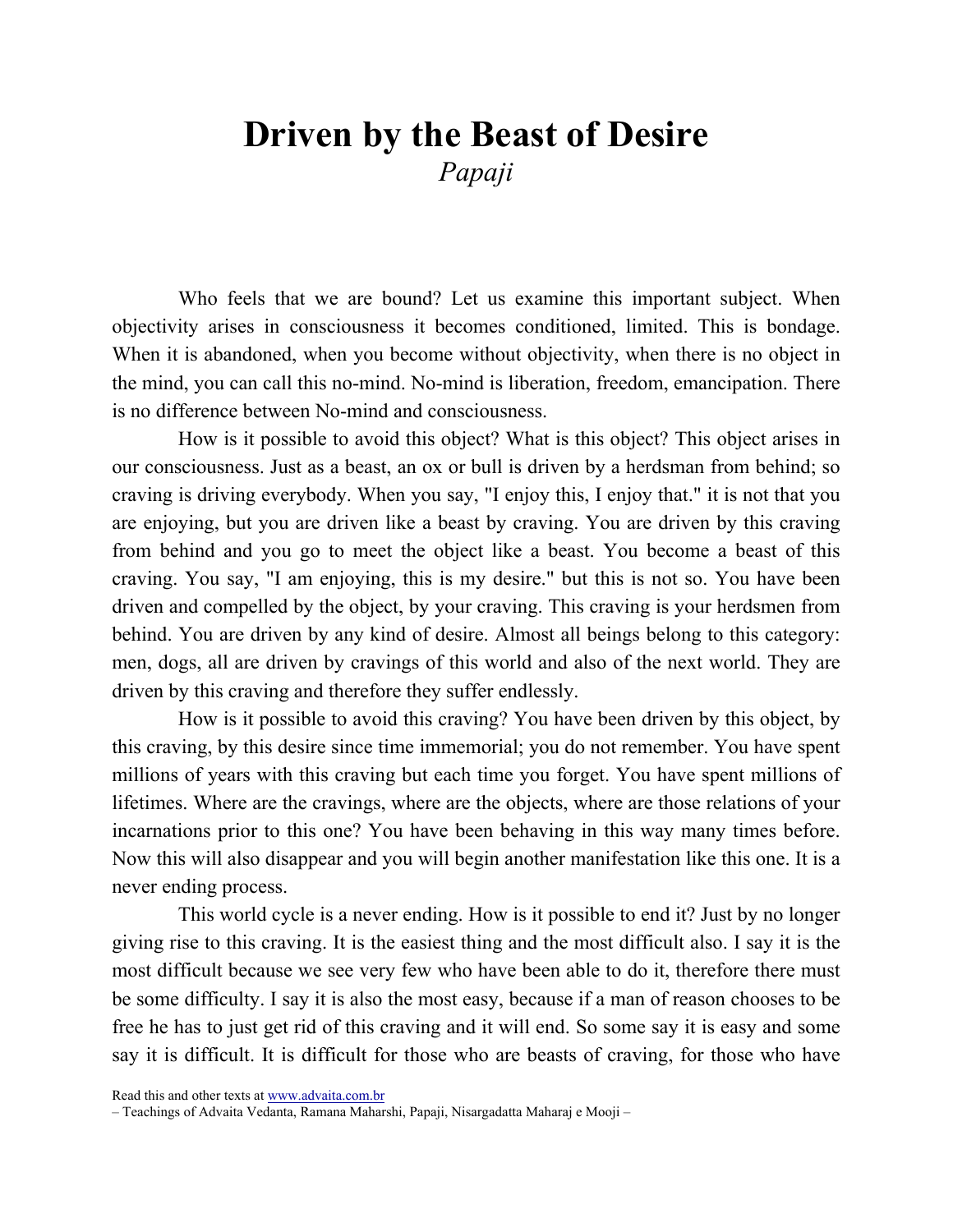# Driven by the Beast of Desire

*Papaji*

Who feels that we are bound? Let us examine this important subject. When objectivity arises in consciousness it becomes conditioned, limited. This is bondage. When it is abandoned, when you become without objectivity, when there is no object in the mind, you can call this no-mind. No-mind is liberation, freedom, emancipation. There is no difference between No-mind and consciousness.

How is it possible to avoid this object? What is this object? This object arises in our consciousness. Just as a beast, an ox or bull is driven by a herdsman from behind; so craving is driving everybody. When you say, "I enjoy this, I enjoy that." it is not that you are enjoying, but you are driven like a beast by craving. You are driven by this craving from behind and you go to meet the object like a beast. You become a beast of this craving. You say, "I am enjoying, this is my desire." but this is not so. You have been driven and compelled by the object, by your craving. This craving is your herdsmen from behind. You are driven by any kind of desire. Almost all beings belong to this category: men, dogs, all are driven by cravings of this world and also of the next world. They are driven by this craving and therefore they suffer endlessly.

How is it possible to avoid this craving? You have been driven by this object, by this craving, by this desire since time immemorial; you do not remember. You have spent millions of years with this craving but each time you forget. You have spent millions of lifetimes. Where are the cravings, where are the objects, where are those relations of your incarnations prior to this one? You have been behaving in this way many times before. Now this will also disappear and you will begin another manifestation like this one. It is a never ending process.

This world cycle is a never ending. How is it possible to end it? Just by no longer giving rise to this craving. It is the easiest thing and the most difficult also. I say it is the most difficult because we see very few who have been able to do it, therefore there must be some difficulty. I say it is also the most easy, because if a man of reason chooses to be free he has to just get rid of this craving and it will end. So some say it is easy and some say it is difficult. It is difficult for those who are beasts of craving, for those who have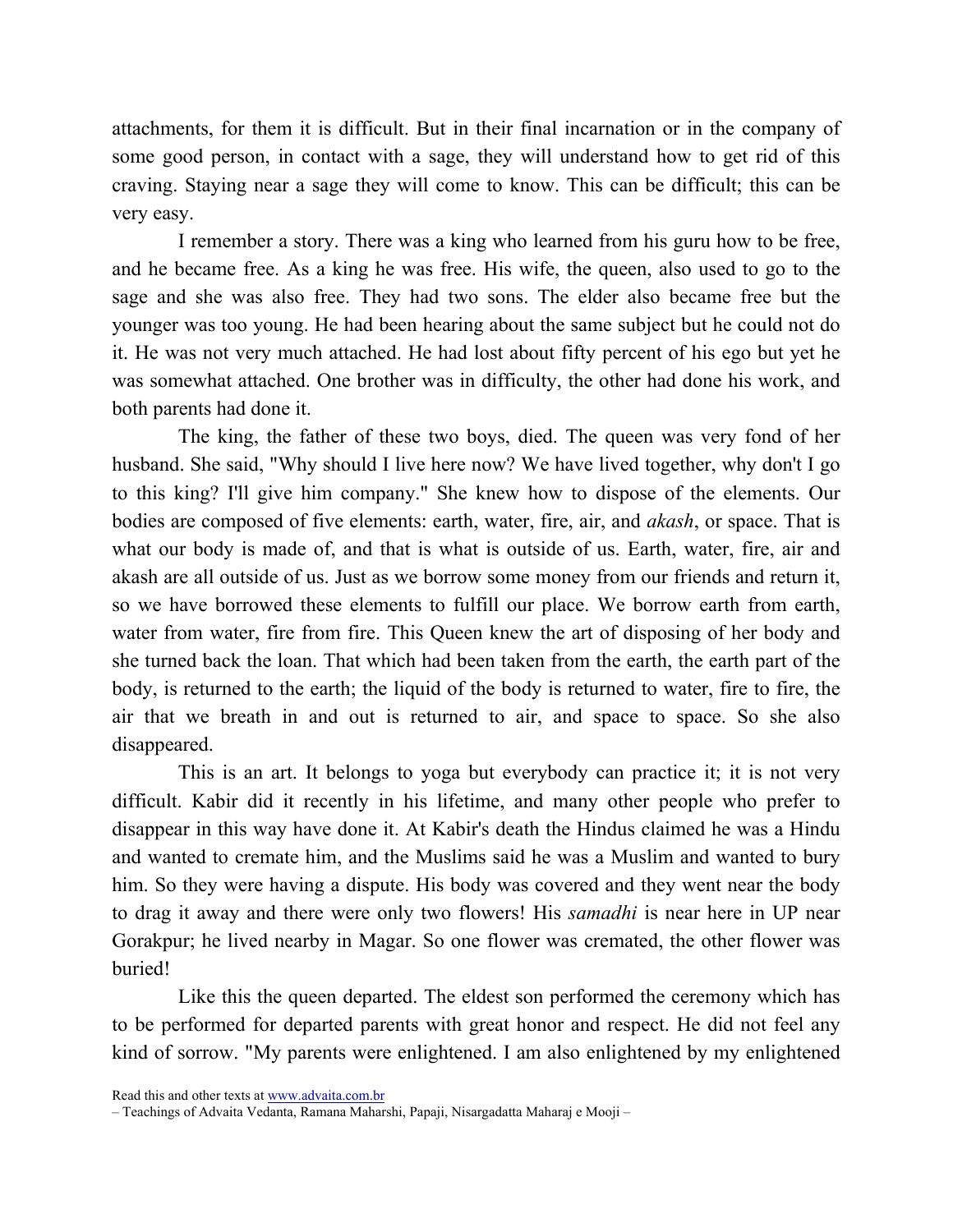attachments, for them it is difficult. But in their final incarnation or in the company of some good person, in contact with a sage, they will understand how to get rid of this craving. Staying near a sage they will come to know. This can be difficult; this can be very easy.

I remember a story. There was a king who learned from his guru how to be free, and he became free. As a king he was free. His wife, the queen, also used to go to the sage and she was also free. They had two sons. The elder also became free but the younger was too young. He had been hearing about the same subject but he could not do it. He was not very much attached. He had lost about fifty percent of his ego but yet he was somewhat attached. One brother was in difficulty, the other had done his work, and both parents had done it.

The king, the father of these two boys, died. The queen was very fond of her husband. She said, "Why should I live here now? We have lived together, why don't I go to this king? I'll give him company." She knew how to dispose of the elements. Our bodies are composed of five elements: earth, water, fire, air, and *akash*, or space. That is what our body is made of, and that is what is outside of us. Earth, water, fire, air and akash are all outside of us. Just as we borrow some money from our friends and return it, so we have borrowed these elements to fulfill our place. We borrow earth from earth, water from water, fire from fire. This Queen knew the art of disposing of her body and she turned back the loan. That which had been taken from the earth, the earth part of the body, is returned to the earth; the liquid of the body is returned to water, fire to fire, the air that we breath in and out is returned to air, and space to space. So she also disappeared.

This is an art. It belongs to yoga but everybody can practice it; it is not very difficult. Kabir did it recently in his lifetime, and many other people who prefer to disappear in this way have done it. At Kabir's death the Hindus claimed he was a Hindu and wanted to cremate him, and the Muslims said he was a Muslim and wanted to bury him. So they were having a dispute. His body was covered and they went near the body to drag it away and there were only two flowers! His *samadhi* is near here in UP near Gorakpur; he lived nearby in Magar. So one flower was cremated, the other flower was buried!

Like this the queen departed. The eldest son performed the ceremony which has to be performed for departed parents with great honor and respect. He did not feel any kind of sorrow. "My parents were enlightened. I am also enlightened by my enlightened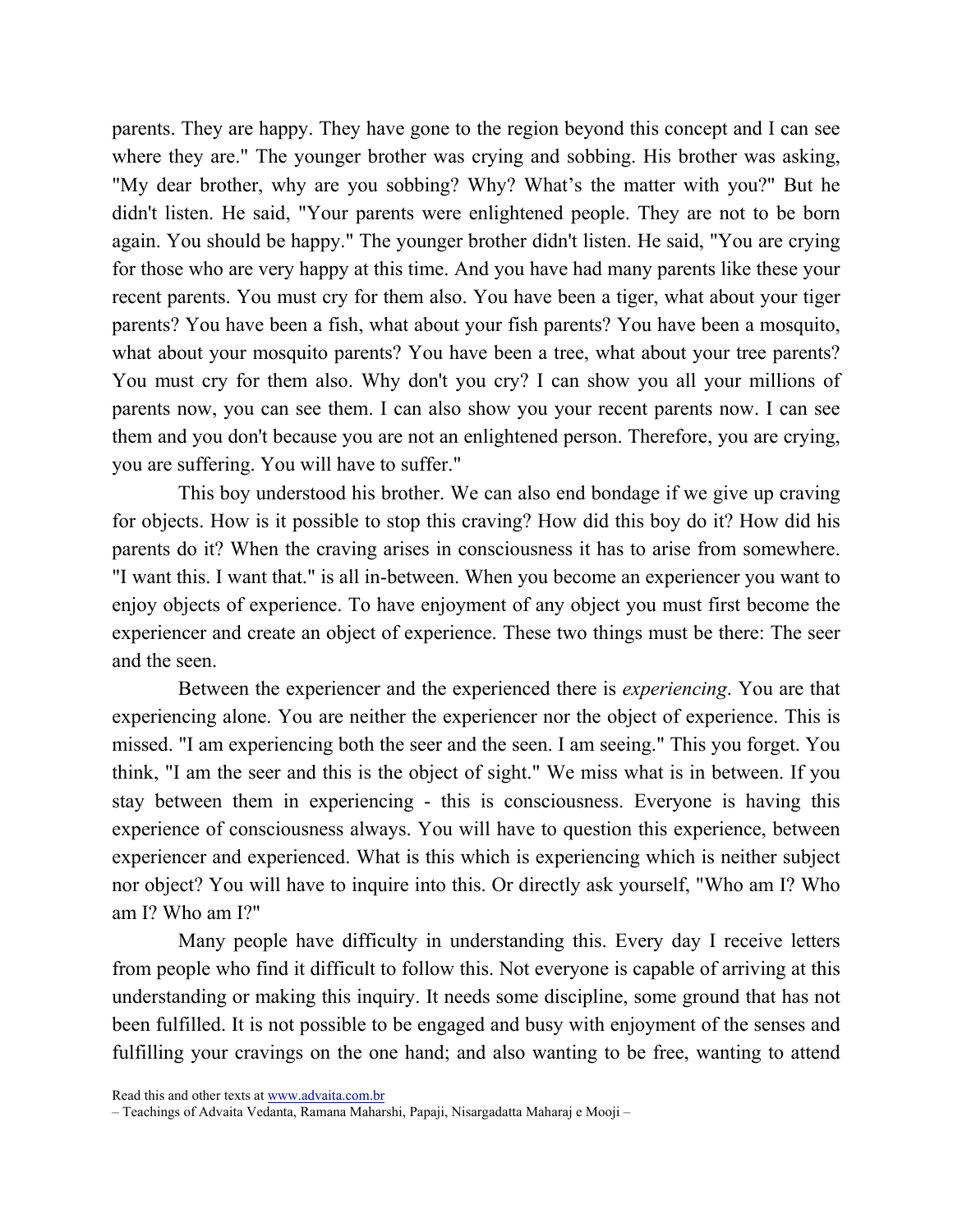parents. They are happy. They have gone to the region beyond this concept and I can see where they are." The younger brother was crying and sobbing. His brother was asking, "My dear brother, why are you sobbing? Why? What's the matter with you?" But he didn't listen. He said, "Your parents were enlightened people. They are not to be born again. You should be happy." The younger brother didn't listen. He said, "You are crying for those who are very happy at this time. And you have had many parents like these your recent parents. You must cry for them also. You have been a tiger, what about your tiger parents? You have been a fish, what about your fish parents? You have been a mosquito, what about your mosquito parents? You have been a tree, what about your tree parents? You must cry for them also. Why don't you cry? I can show you all your millions of parents now, you can see them. I can also show you your recent parents now. I can see them and you don't because you are not an enlightened person. Therefore, you are crying, you are suffering. You will have to suffer."

This boy understood his brother. We can also end bondage if we give up craving for objects. How is it possible to stop this craving? How did this boy do it? How did his parents do it? When the craving arises in consciousness it has to arise from somewhere. "I want this. I want that." is all in-between. When you become an experiencer you want to enjoy objects of experience. To have enjoyment of any object you must first become the experiencer and create an object of experience. These two things must be there: The seer and the seen.

Between the experiencer and the experienced there is *experiencing*. You are that experiencing alone. You are neither the experiencer nor the object of experience. This is missed. "I am experiencing both the seer and the seen. I am seeing." This you forget. You think, "I am the seer and this is the object of sight." We miss what is in between. If you stay between them in experiencing - this is consciousness. Everyone is having this experience of consciousness always. You will have to question this experience, between experiencer and experienced. What is this which is experiencing which is neither subject nor object? You will have to inquire into this. Or directly ask yourself, "Who am I? Who am I? Who am I?"

Many people have difficulty in understanding this. Every day I receive letters from people who find it difficult to follow this. Not everyone is capable of arriving at this understanding or making this inquiry. It needs some discipline, some ground that has not been fulfilled. It is not possible to be engaged and busy with enjoyment of the senses and fulfilling your cravings on the one hand; and also wanting to be free, wanting to attend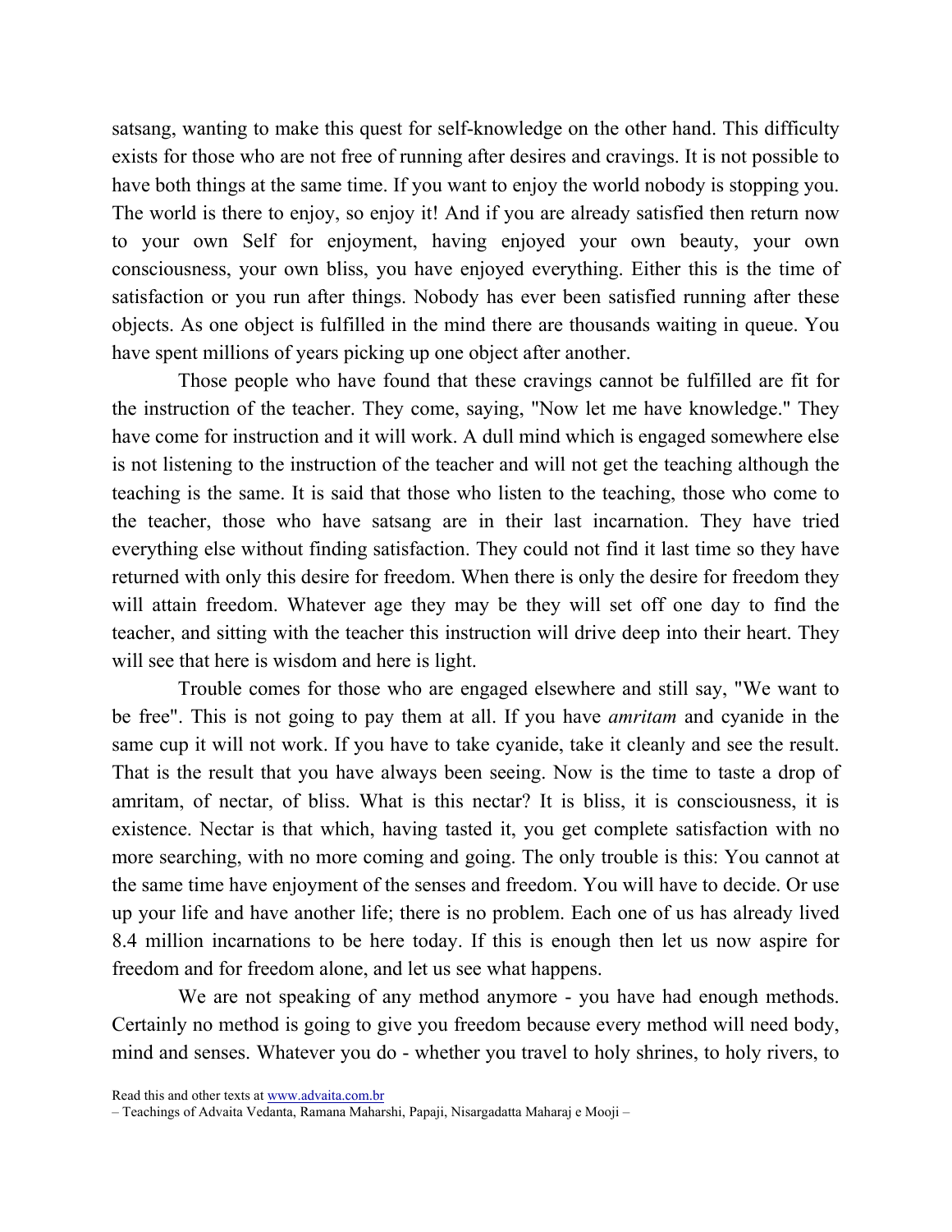satsang, wanting to make this quest for self-knowledge on the other hand. This difficulty exists for those who are not free of running after desires and cravings. It is not possible to have both things at the same time. If you want to enjoy the world nobody is stopping you. The world is there to enjoy, so enjoy it! And if you are already satisfied then return now to your own Self for enjoyment, having enjoyed your own beauty, your own consciousness, your own bliss, you have enjoyed everything. Either this is the time of satisfaction or you run after things. Nobody has ever been satisfied running after these objects. As one object is fulfilled in the mind there are thousands waiting in queue. You have spent millions of years picking up one object after another.

Those people who have found that these cravings cannot be fulfilled are fit for the instruction of the teacher. They come, saying, "Now let me have knowledge." They have come for instruction and it will work. A dull mind which is engaged somewhere else is not listening to the instruction of the teacher and will not get the teaching although the teaching is the same. It is said that those who listen to the teaching, those who come to the teacher, those who have satsang are in their last incarnation. They have tried everything else without finding satisfaction. They could not find it last time so they have returned with only this desire for freedom. When there is only the desire for freedom they will attain freedom. Whatever age they may be they will set off one day to find the teacher, and sitting with the teacher this instruction will drive deep into their heart. They will see that here is wisdom and here is light.

Trouble comes for those who are engaged elsewhere and still say, "We want to be free". This is not going to pay them at all. If you have *amritam* and cyanide in the same cup it will not work. If you have to take cyanide, take it cleanly and see the result. That is the result that you have always been seeing. Now is the time to taste a drop of amritam, of nectar, of bliss. What is this nectar? It is bliss, it is consciousness, it is existence. Nectar is that which, having tasted it, you get complete satisfaction with no more searching, with no more coming and going. The only trouble is this: You cannot at the same time have enjoyment of the senses and freedom. You will have to decide. Or use up your life and have another life; there is no problem. Each one of us has already lived 8.4 million incarnations to be here today. If this is enough then let us now aspire for freedom and for freedom alone, and let us see what happens.

We are not speaking of any method anymore - you have had enough methods. Certainly no method is going to give you freedom because every method will need body, mind and senses. Whatever you do - whether you travel to holy shrines, to holy rivers, to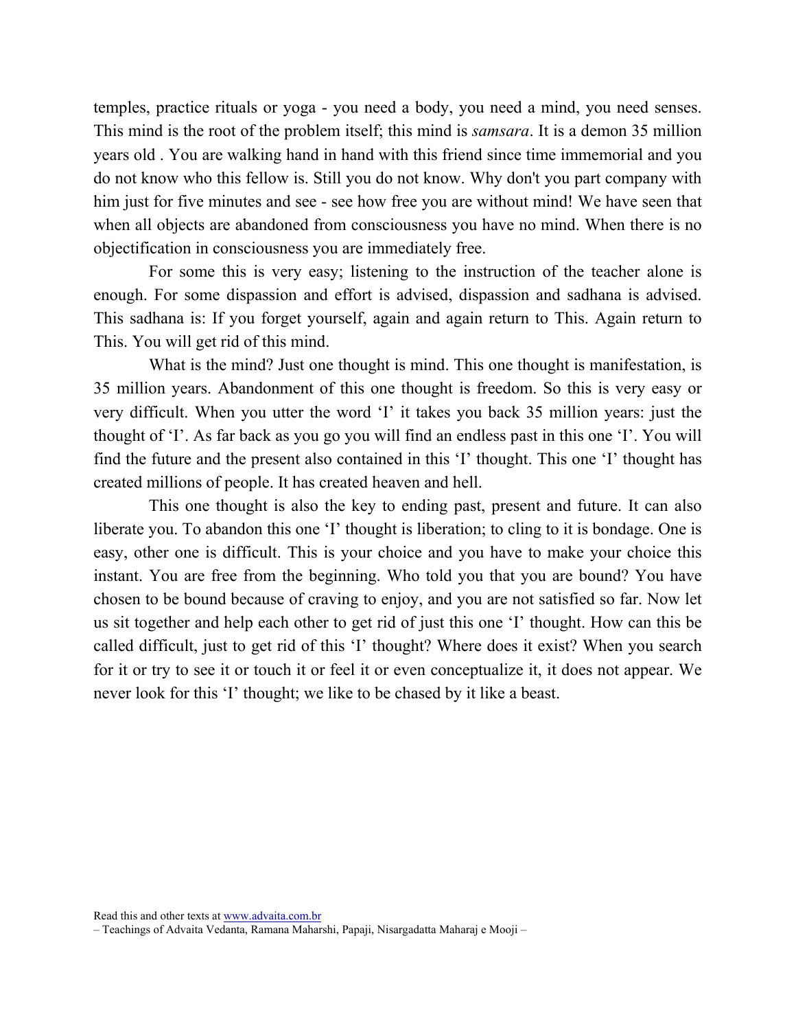temples, practice rituals or yoga - you need a body, you need a mind, you need senses. This mind is the root of the problem itself; this mind is *samsara*. It is a demon 35 million years old . You are walking hand in hand with this friend since time immemorial and you do not know who this fellow is. Still you do not know. Why don't you part company with him just for five minutes and see - see how free you are without mind! We have seen that when all objects are abandoned from consciousness you have no mind. When there is no objectification in consciousness you are immediately free.

For some this is very easy; listening to the instruction of the teacher alone is enough. For some dispassion and effort is advised, dispassion and sadhana is advised. This sadhana is: If you forget yourself, again and again return to This. Again return to This. You will get rid of this mind.

What is the mind? Just one thought is mind. This one thought is manifestation, is 35 million years. Abandonment of this one thought is freedom. So this is very easy or very difficult. When you utter the word 'I' it takes you back 35 million years: just the thought of 'I'. As far back as you go you will find an endless past in this one 'I'. You will find the future and the present also contained in this 'I' thought. This one 'I' thought has created millions of people. It has created heaven and hell.

This one thought is also the key to ending past, present and future. It can also liberate you. To abandon this one 'I' thought is liberation; to cling to it is bondage. One is easy, other one is difficult. This is your choice and you have to make your choice this instant. You are free from the beginning. Who told you that you are bound? You have chosen to be bound because of craving to enjoy, and you are not satisfied so far. Now let us sit together and help each other to get rid of just this one 'I' thought. How can this be called difficult, just to get rid of this 'I' thought? Where does it exist? When you search for it or try to see it or touch it or feel it or even conceptualize it, it does not appear. We never look for this 'I' thought; we like to be chased by it like a beast.